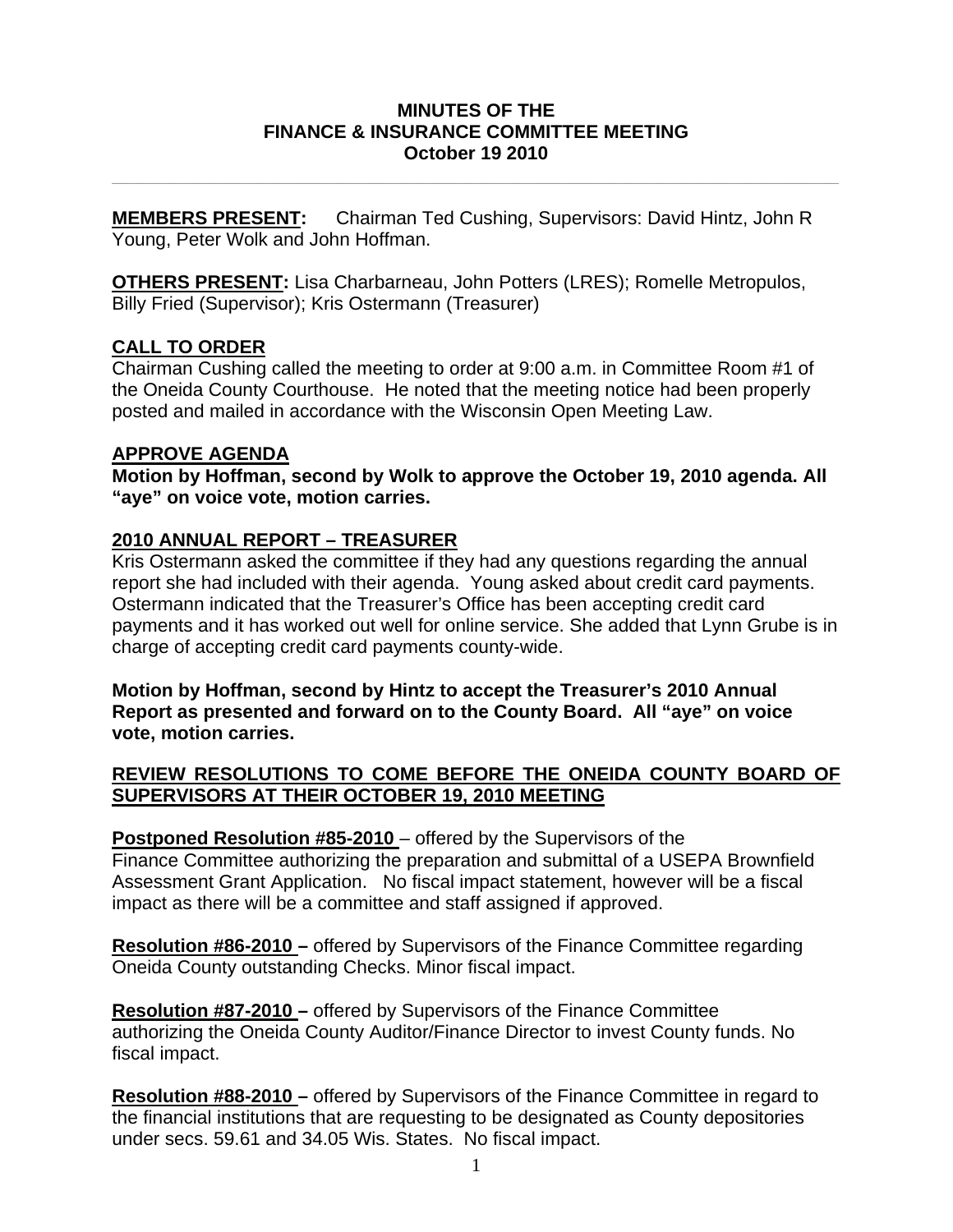# MINUTES OF THE FINANCE & INSURANCE COMMITTEE MEETING October 19 2010

---

**MEMBERS PRESENT:** Chairman Ted Cushing, Supervisors: David Hintz, John R Young, Peter Wolk and John Hoffman.

**OTHERS PRESENT:** Lisa Charbarneau, John Potters (LRES); Romelle Metropulos, Billy Fried (Supervisor); Kris Ostermann (Treasurer)

## CALL TO ORDER

Chairman Cushing called the meeting to order at 9:00 a.m. in Committee Room #1 of the Oneida County Courthouse. He noted that the meeting notice had been properly posted and mailed in accordance with the Wisconsin Open Meeting Law.

## APPROVE AGENDA

**Motion by Hoffman, second by Wolk to approve the October 19, 2010 agenda. All "aye" on voice vote, motion carries.**

## 2010 ANNUAL REPORT – TREASURER

Kris Ostermann asked the committee if they had any questions regarding the annual report she had included with their agenda. Young asked about credit card payments. Ostermann indicated that the Treasurer's Office has been accepting credit card payments and it has worked out well for online service. She added that Lynn Grube is in charge of accepting credit card payments county-wide.

**Motion by Hoffman, second by Hintz to accept the Treasurer's 2010 Annual Report as presented and forward on to the County Board. All "aye" on voice vote, motion carries.**

## REVIEW RESOLUTIONS TO COME BEFORE THE ONEIDA COUNTY BOARD OF SUPERVISORS AT THEIR OCTOBER 19, 2010 MEETING

**Postponed Resolution #85-2010** – offered by the Supervisors of the Finance Committee authorizing the preparation and submittal of a USEPA Brownfield Assessment Grant Application. No fiscal impact statement, however will be a fiscal impact as there will be a committee and staff assigned if approved.

**Resolution #86-2010 –** offered by Supervisors of the Finance Committee regarding Oneida County outstanding Checks. Minor fiscal impact.

**Resolution #87-2010 –** offered by Supervisors of the Finance Committee authorizing the Oneida County Auditor/Finance Director to invest County funds. No fiscal impact.

**Resolution #88-2010 –** offered by Supervisors of the Finance Committee in regard to the financial institutions that are requesting to be designated as County depositories under secs. 59.61 and 34.05 Wis. States. No fiscal impact.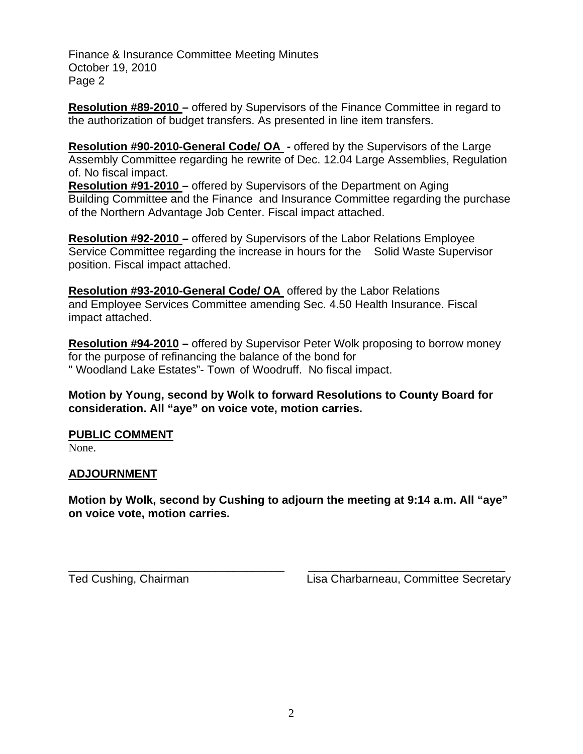**Resolution #89-2010 –** offered by Supervisors of the Finance Committee in regard to the authorization of budget transfers. As presented in line item transfers.

**Resolution #90-2010-General Code/ OA -** offered by the Supervisors of the Large Assembly Committee regarding he rewrite of Dec. 12.04 Large Assemblies, Regulation of. No fiscal impact.

**Resolution #91-2010 –** offered by Supervisors of the Department on Aging Building Committee and the Finance and Insurance Committee regarding the purchase of the Northern Advantage Job Center. Fiscal impact attached.

**Resolution #92-2010 –** offered by Supervisors of the Labor Relations Employee Service Committee regarding the increase in hours for the Solid Waste Supervisor position. Fiscal impact attached.

**Resolution #93-2010-General Code/ OA** offered by the Labor Relations and Employee Services Committee amending Sec. 4.50 Health Insurance. Fiscal impact attached.

**Resolution #94-2010 –** offered by Supervisor Peter Wolk proposing to borrow money for the purpose of refinancing the balance of the bond for " Woodland Lake Estates"- Town of Woodruff. No fiscal impact.

**Motion by Young, second by Wolk to forward Resolutions to County Board for consideration. All "aye" on voice vote, motion carries.**

## PUBLIC COMMENT

None.

## ADJOURNMENT

**Motion by Wolk, second by Cushing to adjourn the meeting at 9:14 a.m. All "aye" on voice vote, motion carries.**

\_\_\_\_\_\_\_\_\_\_\_\_\_\_\_\_\_\_\_\_\_\_\_\_\_\_\_\_\_\_\_\_\_\_\_
Ted Cushing, Chairman

\_\_\_\_\_\_\_\_\_\_\_\_\_\_\_\_\_\_\_\_\_\_\_\_\_\_\_\_\_\_\_\_\_\_\_
Lisa Charbarneau, Committee Secretary